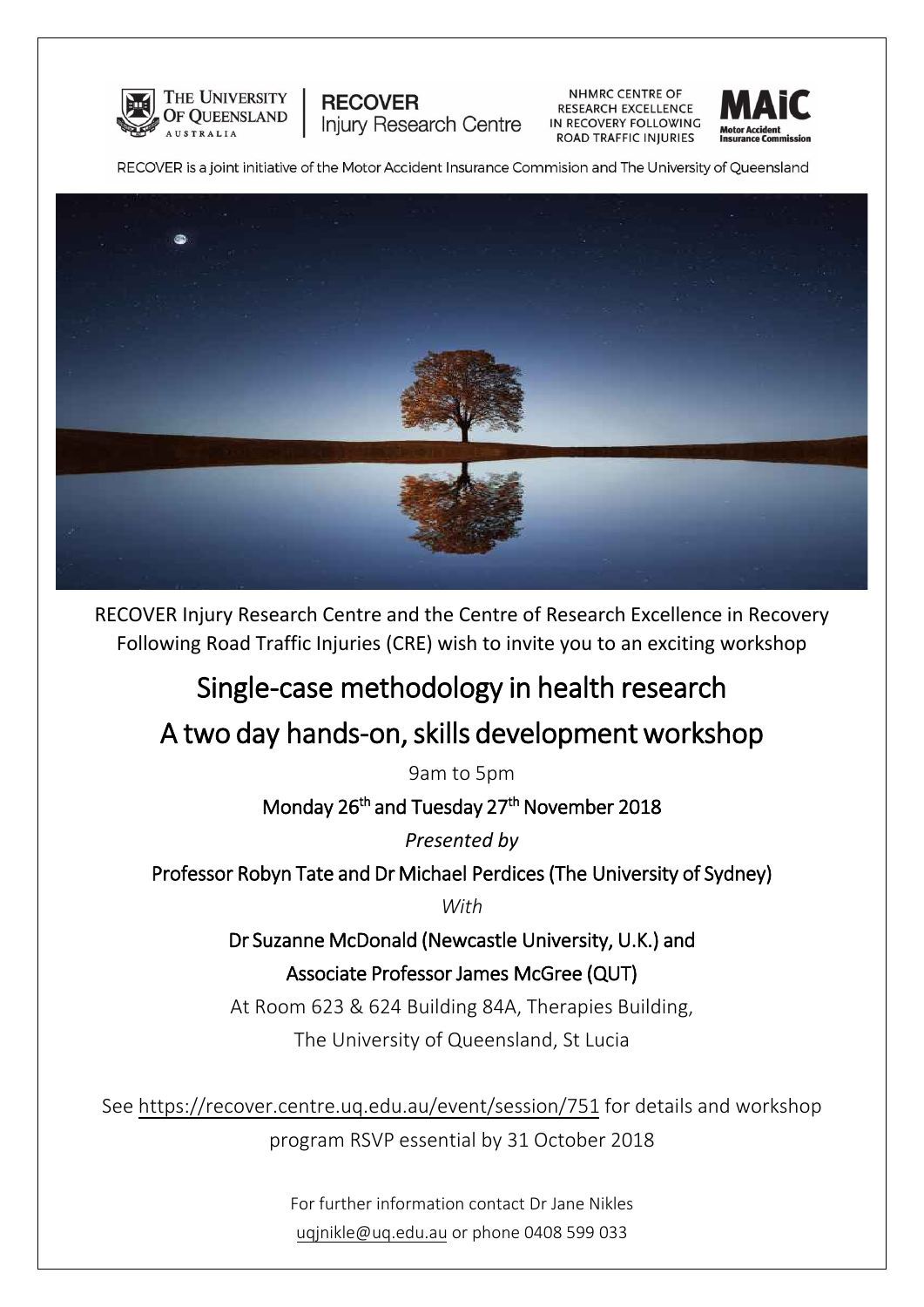THE UNIVERSITY OF QUEENSLAND AUSTRALIA | RECOVER Injury Research Centre | NHMRC CENTRE OF RESEARCH EXCELLENCE IN RECOVERY FOLLOWING ROAD TRAFFIC INJURIES | MAIC Motor Accident Insurance Commission

RECOVER is a joint initiative of the Motor Accident Insurance Commision and The University of Queensland

RECOVER Injury Research Centre and the Centre of Research Excellence in Recovery Following Road Traffic Injuries (CRE) wish to invite you to an exciting workshop

# Single-case methodology in health research

# A two day hands-on, skills development workshop

9am to 5pm

**Monday 26th and Tuesday 27th November 2018**

*Presented by*

**Professor Robyn Tate and Dr Michael Perdices (The University of Sydney)**

*With*

**Dr Suzanne McDonald (Newcastle University, U.K.) and**

**Associate Professor James McGree (QUT)**

At Room 623 & 624 Building 84A, Therapies Building,

The University of Queensland, St Lucia

See https://recover.centre.uq.edu.au/event/session/751 for details and workshop program RSVP essential by 31 October 2018

For further information contact Dr Jane Nikles

uqjnikle@uq.edu.au or phone 0408 599 033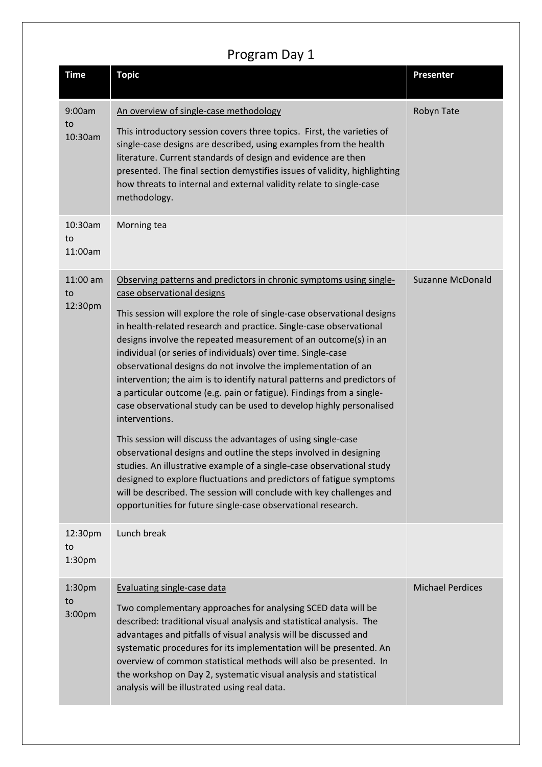# Program Day 1

| Time | Topic | Presenter |
|---|---|---|
| 9:00am to 10:30am | <u>An overview of single-case methodology</u><br><br>This introductory session covers three topics. First, the varieties of single-case designs are described, using examples from the health literature. Current standards of design and evidence are then presented. The final section demystifies issues of validity, highlighting how threats to internal and external validity relate to single-case methodology. | Robyn Tate |
| 10:30am to 11:00am | Morning tea | |
| 11:00 am to 12:30pm | <u>Observing patterns and predictors in chronic symptoms using single-case observational designs</u><br><br>This session will explore the role of single-case observational designs in health-related research and practice. Single-case observational designs involve the repeated measurement of an outcome(s) in an individual (or series of individuals) over time. Single-case observational designs do not involve the implementation of an intervention; the aim is to identify natural patterns and predictors of a particular outcome (e.g. pain or fatigue). Findings from a single-case observational study can be used to develop highly personalised interventions.<br><br>This session will discuss the advantages of using single-case observational designs and outline the steps involved in designing studies. An illustrative example of a single-case observational study designed to explore fluctuations and predictors of fatigue symptoms will be described. The session will conclude with key challenges and opportunities for future single-case observational research. | Suzanne McDonald |
| 12:30pm to 1:30pm | Lunch break | |
| 1:30pm to 3:00pm | <u>Evaluating single-case data</u><br><br>Two complementary approaches for analysing SCED data will be described: traditional visual analysis and statistical analysis. The advantages and pitfalls of visual analysis will be discussed and systematic procedures for its implementation will be presented. An overview of common statistical methods will also be presented. In the workshop on Day 2, systematic visual analysis and statistical analysis will be illustrated using real data. | Michael Perdices |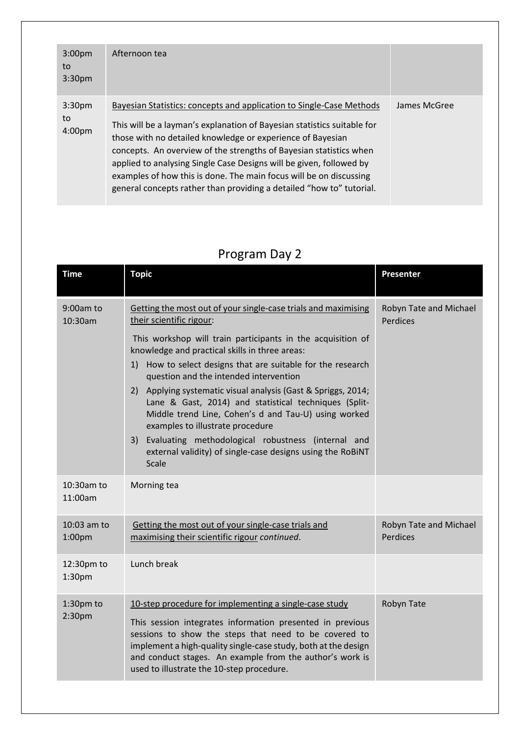| | | |
|---|---|---|
| 3:00pm to 3:30pm | Afternoon tea | |
| 3:30pm to 4:00pm | Bayesian Statistics: concepts and application to Single-Case Methods<br><br>This will be a layman's explanation of Bayesian statistics suitable for those with no detailed knowledge or experience of Bayesian concepts. An overview of the strengths of Bayesian statistics when applied to analysing Single Case Designs will be given, followed by examples of how this is done. The main focus will be on discussing general concepts rather than providing a detailed "how to" tutorial. | James McGree |

## Program Day 2

| Time | Topic | Presenter |
|---|---|---|
| 9:00am to 10:30am | Getting the most out of your single-case trials and maximising their scientific rigour:<br><br>This workshop will train participants in the acquisition of knowledge and practical skills in three areas:<br>1) How to select designs that are suitable for the research question and the intended intervention<br>2) Applying systematic visual analysis (Gast & Spriggs, 2014; Lane & Gast, 2014) and statistical techniques (Split-Middle trend Line, Cohen's d and Tau-U) using worked examples to illustrate procedure<br>3) Evaluating methodological robustness (internal and external validity) of single-case designs using the RoBiNT Scale | Robyn Tate and Michael Perdices |
| 10:30am to 11:00am | Morning tea | |
| 10:03 am to 1:00pm | Getting the most out of your single-case trials and maximising their scientific rigour *continued*. | Robyn Tate and Michael Perdices |
| 12:30pm to 1:30pm | Lunch break | |
| 1:30pm to 2:30pm | 10-step procedure for implementing a single-case study<br><br>This session integrates information presented in previous sessions to show the steps that need to be covered to implement a high-quality single-case study, both at the design and conduct stages. An example from the author's work is used to illustrate the 10-step procedure. | Robyn Tate |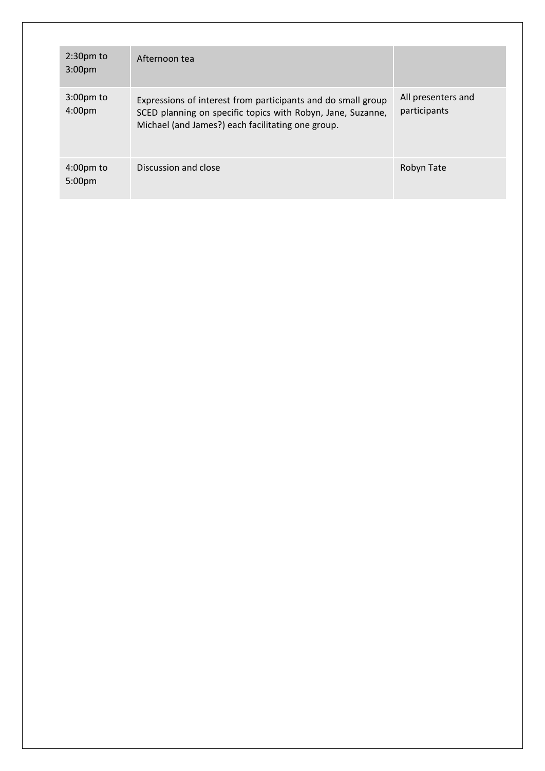| | | |
|---|---|---|
| 2:30pm to 3:00pm | Afternoon tea | |
| 3:00pm to 4:00pm | Expressions of interest from participants and do small group SCED planning on specific topics with Robyn, Jane, Suzanne, Michael (and James?) each facilitating one group. | All presenters and participants |
| 4:00pm to 5:00pm | Discussion and close | Robyn Tate |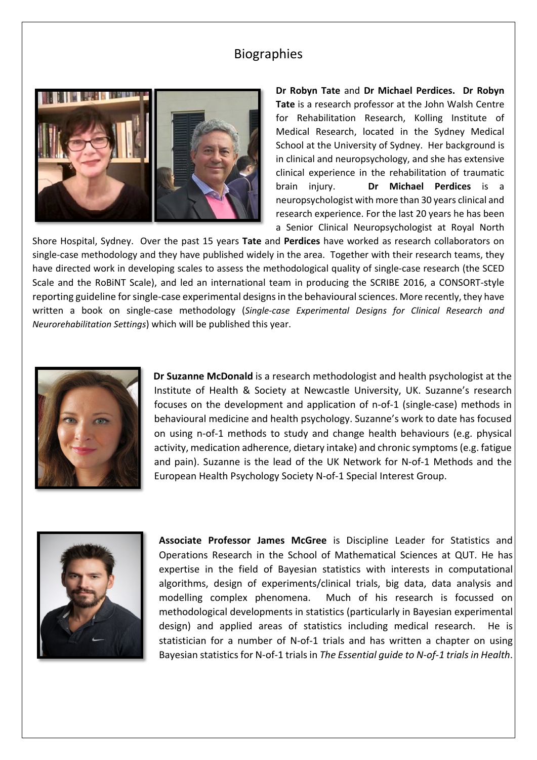# Biographies

**Dr Robyn Tate** and **Dr Michael Perdices. Dr Robyn Tate** is a research professor at the John Walsh Centre for Rehabilitation Research, Kolling Institute of Medical Research, located in the Sydney Medical School at the University of Sydney. Her background is in clinical and neuropsychology, and she has extensive clinical experience in the rehabilitation of traumatic brain injury. **Dr Michael Perdices** is a neuropsychologist with more than 30 years clinical and research experience. For the last 20 years he has been a Senior Clinical Neuropsychologist at Royal North Shore Hospital, Sydney. Over the past 15 years **Tate** and **Perdices** have worked as research collaborators on single-case methodology and they have published widely in the area. Together with their research teams, they have directed work in developing scales to assess the methodological quality of single-case research (the SCED Scale and the RoBiNT Scale), and led an international team in producing the SCRIBE 2016, a CONSORT-style reporting guideline for single-case experimental designs in the behavioural sciences. More recently, they have written a book on single-case methodology (*Single-case Experimental Designs for Clinical Research and Neurorehabilitation Settings*) which will be published this year.

**Dr Suzanne McDonald** is a research methodologist and health psychologist at the Institute of Health & Society at Newcastle University, UK. Suzanne's research focuses on the development and application of n-of-1 (single-case) methods in behavioural medicine and health psychology. Suzanne's work to date has focused on using n-of-1 methods to study and change health behaviours (e.g. physical activity, medication adherence, dietary intake) and chronic symptoms (e.g. fatigue and pain). Suzanne is the lead of the UK Network for N-of-1 Methods and the European Health Psychology Society N-of-1 Special Interest Group.

**Associate Professor James McGree** is Discipline Leader for Statistics and Operations Research in the School of Mathematical Sciences at QUT. He has expertise in the field of Bayesian statistics with interests in computational algorithms, design of experiments/clinical trials, big data, data analysis and modelling complex phenomena. Much of his research is focussed on methodological developments in statistics (particularly in Bayesian experimental design) and applied areas of statistics including medical research. He is statistician for a number of N-of-1 trials and has written a chapter on using Bayesian statistics for N-of-1 trials in *The Essential guide to N-of-1 trials in Health*.